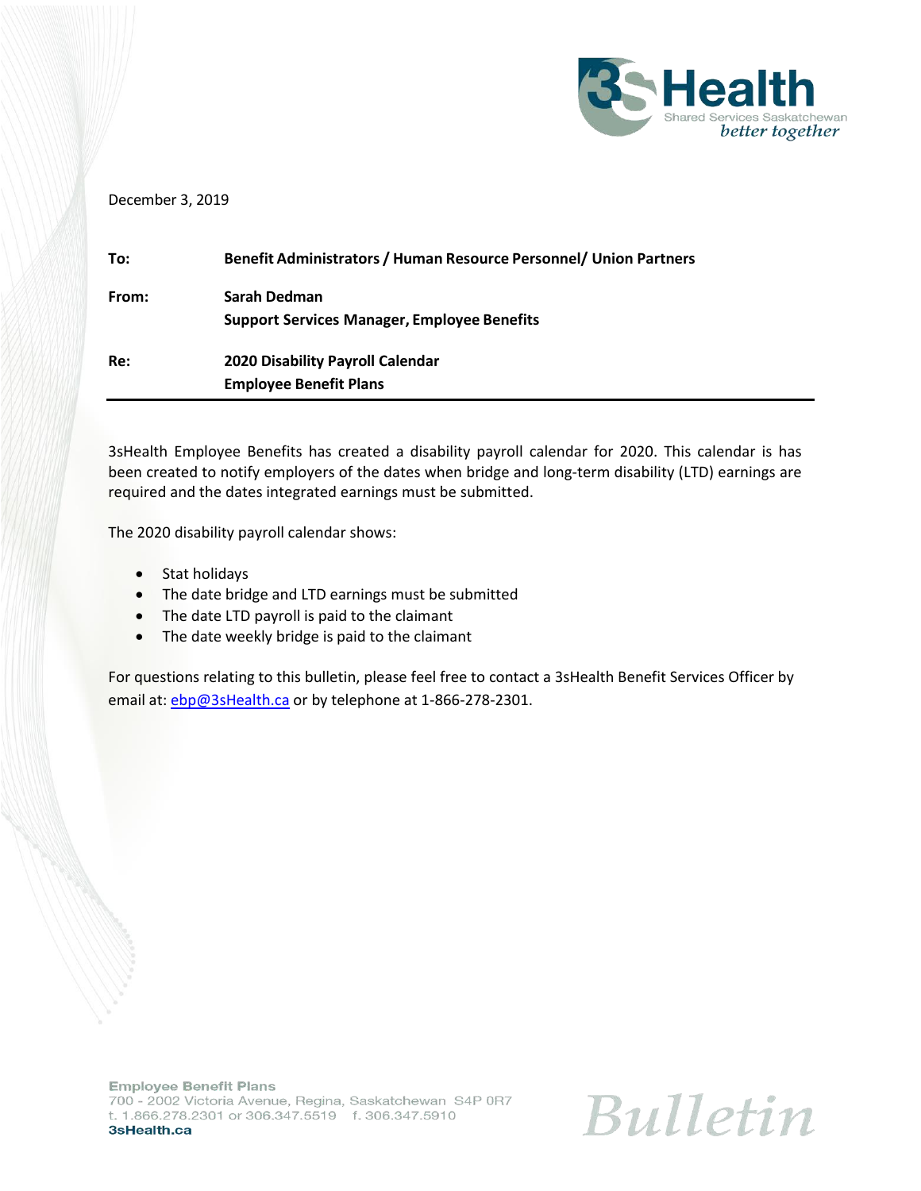December 3, 2019

|  |  |
|---|---|
| **To:** | **Benefit Administrators / Human Resource Personnel/ Union Partners** |
| **From:** | **Sarah Dedman**<br>**Support Services Manager, Employee Benefits** |
| **Re:** | **2020 Disability Payroll Calendar**<br>**Employee Benefit Plans** |

3sHealth Employee Benefits has created a disability payroll calendar for 2020. This calendar is has been created to notify employers of the dates when bridge and long-term disability (LTD) earnings are required and the dates integrated earnings must be submitted.

The 2020 disability payroll calendar shows:

- Stat holidays
- The date bridge and LTD earnings must be submitted
- The date LTD payroll is paid to the claimant
- The date weekly bridge is paid to the claimant

For questions relating to this bulletin, please feel free to contact a 3sHealth Benefit Services Officer by email at: ebp@3sHealth.ca or by telephone at 1-866-278-2301.

**Employee Benefit Plans**
700 - 2002 Victoria Avenue, Regina, Saskatchewan S4P 0R7
t. 1.866.278.2301 or 306.347.5519 f. 306.347.5910
**3sHealth.ca**

*Bulletin*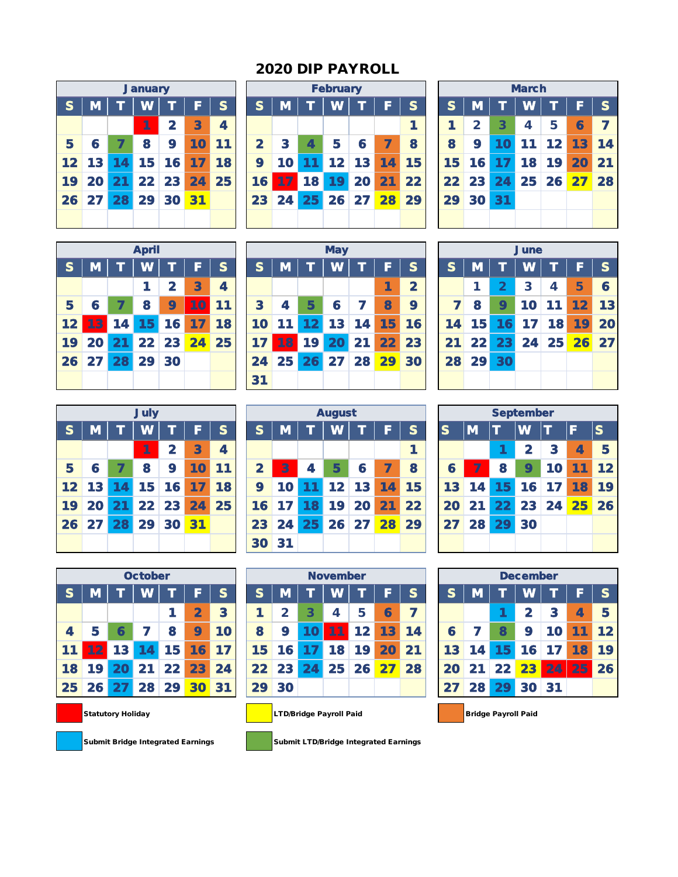# 2020 DIP PAYROLL

## January

| S | M | T | W | T | F | S |
|---|---|---|---|---|---|---|
| | | | 1 | 2 | 3 | 4 |
| 5 | 6 | 7 | 8 | 9 | 10 | 11 |
| 12 | 13 | 14 | 15 | 16 | 17 | 18 |
| 19 | 20 | 21 | 22 | 23 | 24 | 25 |
| 26 | 27 | 28 | 29 | 30 | 31 | |

## February

| S | M | T | W | T | F | S |
|---|---|---|---|---|---|---|
| | | | | | | 1 |
| 2 | 3 | 4 | 5 | 6 | 7 | 8 |
| 9 | 10 | 11 | 12 | 13 | 14 | 15 |
| 16 | 17 | 18 | 19 | 20 | 21 | 22 |
| 23 | 24 | 25 | 26 | 27 | 28 | 29 |

## March

| S | M | T | W | T | F | S |
|---|---|---|---|---|---|---|
| 1 | 2 | 3 | 4 | 5 | 6 | 7 |
| 8 | 9 | 10 | 11 | 12 | 13 | 14 |
| 15 | 16 | 17 | 18 | 19 | 20 | 21 |
| 22 | 23 | 24 | 25 | 26 | 27 | 28 |
| 29 | 30 | 31 | | | | |

## April

| S | M | T | W | T | F | S |
|---|---|---|---|---|---|---|
| | | | 1 | 2 | 3 | 4 |
| 5 | 6 | 7 | 8 | 9 | 10 | 11 |
| 12 | 13 | 14 | 15 | 16 | 17 | 18 |
| 19 | 20 | 21 | 22 | 23 | 24 | 25 |
| 26 | 27 | 28 | 29 | 30 | | |

## May

| S | M | T | W | T | F | S |
|---|---|---|---|---|---|---|
| | | | | | 1 | 2 |
| 3 | 4 | 5 | 6 | 7 | 8 | 9 |
| 10 | 11 | 12 | 13 | 14 | 15 | 16 |
| 17 | 18 | 19 | 20 | 21 | 22 | 23 |
| 24 | 25 | 26 | 27 | 28 | 29 | 30 |
| 31 | | | | | | |

## June

| S | M | T | W | T | F | S |
|---|---|---|---|---|---|---|
| | 1 | 2 | 3 | 4 | 5 | 6 |
| 7 | 8 | 9 | 10 | 11 | 12 | 13 |
| 14 | 15 | 16 | 17 | 18 | 19 | 20 |
| 21 | 22 | 23 | 24 | 25 | 26 | 27 |
| 28 | 29 | 30 | | | | |

## July

| S | M | T | W | T | F | S |
|---|---|---|---|---|---|---|
| | | | 1 | 2 | 3 | 4 |
| 5 | 6 | 7 | 8 | 9 | 10 | 11 |
| 12 | 13 | 14 | 15 | 16 | 17 | 18 |
| 19 | 20 | 21 | 22 | 23 | 24 | 25 |
| 26 | 27 | 28 | 29 | 30 | 31 | |

## August

| S | M | T | W | T | F | S |
|---|---|---|---|---|---|---|
| | | | | | | 1 |
| 2 | 3 | 4 | 5 | 6 | 7 | 8 |
| 9 | 10 | 11 | 12 | 13 | 14 | 15 |
| 16 | 17 | 18 | 19 | 20 | 21 | 22 |
| 23 | 24 | 25 | 26 | 27 | 28 | 29 |
| 30 | 31 | | | | | |

## September

| S | M | T | W | T | F | S |
|---|---|---|---|---|---|---|
| | | 1 | 2 | 3 | 4 | 5 |
| 6 | 7 | 8 | 9 | 10 | 11 | 12 |
| 13 | 14 | 15 | 16 | 17 | 18 | 19 |
| 20 | 21 | 22 | 23 | 24 | 25 | 26 |
| 27 | 28 | 29 | 30 | | | |

## October

| S | M | T | W | T | F | S |
|---|---|---|---|---|---|---|
| | | | | 1 | 2 | 3 |
| 4 | 5 | 6 | 7 | 8 | 9 | 10 |
| 11 | 12 | 13 | 14 | 15 | 16 | 17 |
| 18 | 19 | 20 | 21 | 22 | 23 | 24 |
| 25 | 26 | 27 | 28 | 29 | 30 | 31 |

## November

| S | M | T | W | T | F | S |
|---|---|---|---|---|---|---|
| 1 | 2 | 3 | 4 | 5 | 6 | 7 |
| 8 | 9 | 10 | 11 | 12 | 13 | 14 |
| 15 | 16 | 17 | 18 | 19 | 20 | 21 |
| 22 | 23 | 24 | 25 | 26 | 27 | 28 |
| 29 | 30 | | | | | |

## December

| S | M | T | W | T | F | S |
|---|---|---|---|---|---|---|
| | | 1 | 2 | 3 | 4 | 5 |
| 6 | 7 | 8 | 9 | 10 | 11 | 12 |
| 13 | 14 | 15 | 16 | 17 | 18 | 19 |
| 20 | 21 | 22 | 23 | 24 | 25 | 26 |
| 27 | 28 | 29 | 30 | 31 | | |

Statistical Holiday

LTD/Bridge Payroll Paid

Bridge Payroll Paid

Submit Bridge Integrated Earnings

Submit LTD/Bridge Integrated Earnings